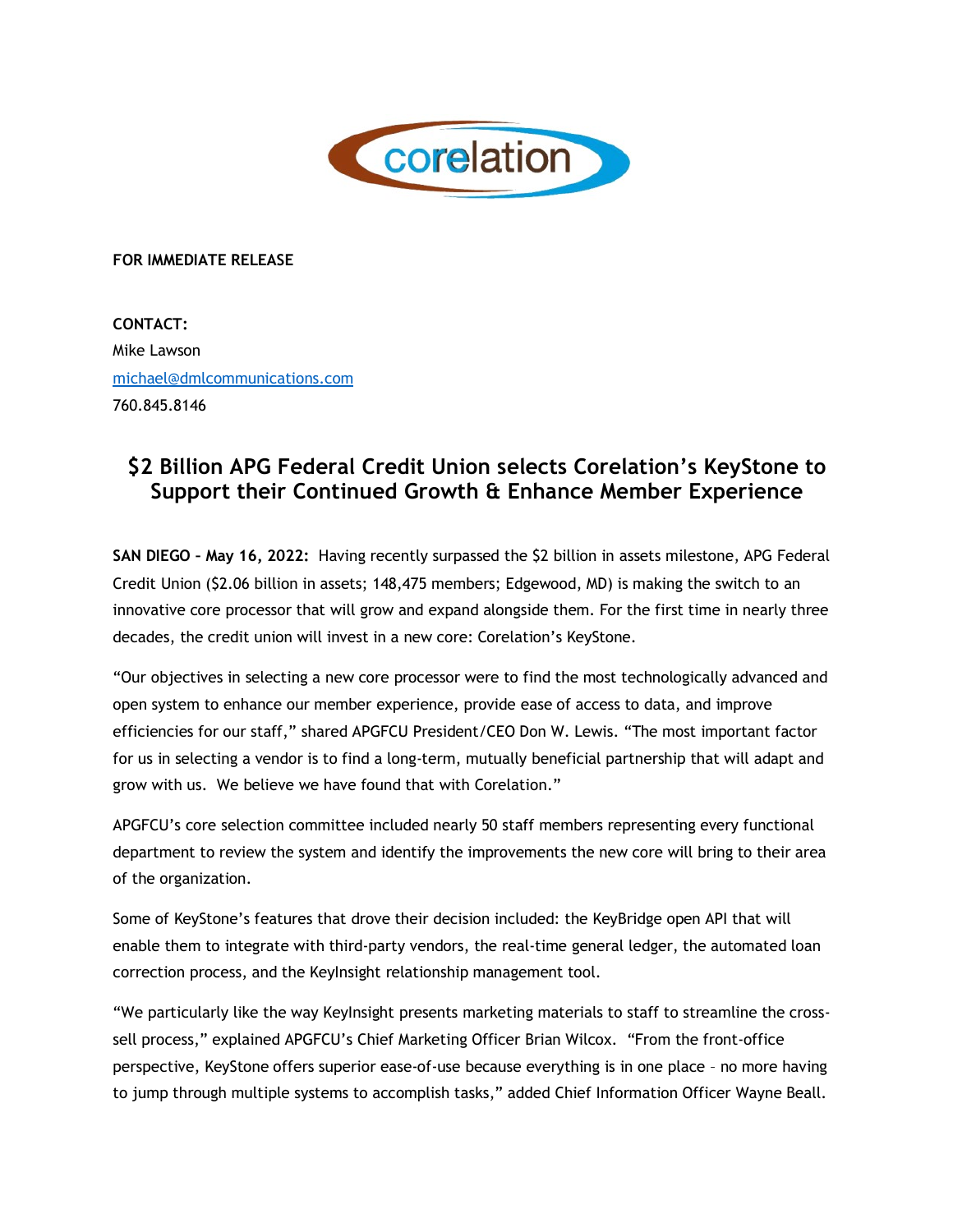**FOR IMMEDIATE RELEASE**

**CONTACT:**
Mike Lawson
[michael@dmlcommunications.com](mailto:michael@dmlcommunications.com)
760.845.8146

# $2 Billion APG Federal Credit Union selects Corelation's KeyStone to Support their Continued Growth & Enhance Member Experience

**SAN DIEGO – May 16, 2022:** Having recently surpassed the $2 billion in assets milestone, APG Federal Credit Union ($2.06 billion in assets; 148,475 members; Edgewood, MD) is making the switch to an innovative core processor that will grow and expand alongside them. For the first time in nearly three decades, the credit union will invest in a new core: Corelation's KeyStone.

"Our objectives in selecting a new core processor were to find the most technologically advanced and open system to enhance our member experience, provide ease of access to data, and improve efficiencies for our staff," shared APGFCU President/CEO Don W. Lewis. "The most important factor for us in selecting a vendor is to find a long-term, mutually beneficial partnership that will adapt and grow with us. We believe we have found that with Corelation."

APGFCU's core selection committee included nearly 50 staff members representing every functional department to review the system and identify the improvements the new core will bring to their area of the organization.

Some of KeyStone's features that drove their decision included: the KeyBridge open API that will enable them to integrate with third-party vendors, the real-time general ledger, the automated loan correction process, and the KeyInsight relationship management tool.

"We particularly like the way KeyInsight presents marketing materials to staff to streamline the cross-sell process," explained APGFCU's Chief Marketing Officer Brian Wilcox. "From the front-office perspective, KeyStone offers superior ease-of-use because everything is in one place – no more having to jump through multiple systems to accomplish tasks," added Chief Information Officer Wayne Beall.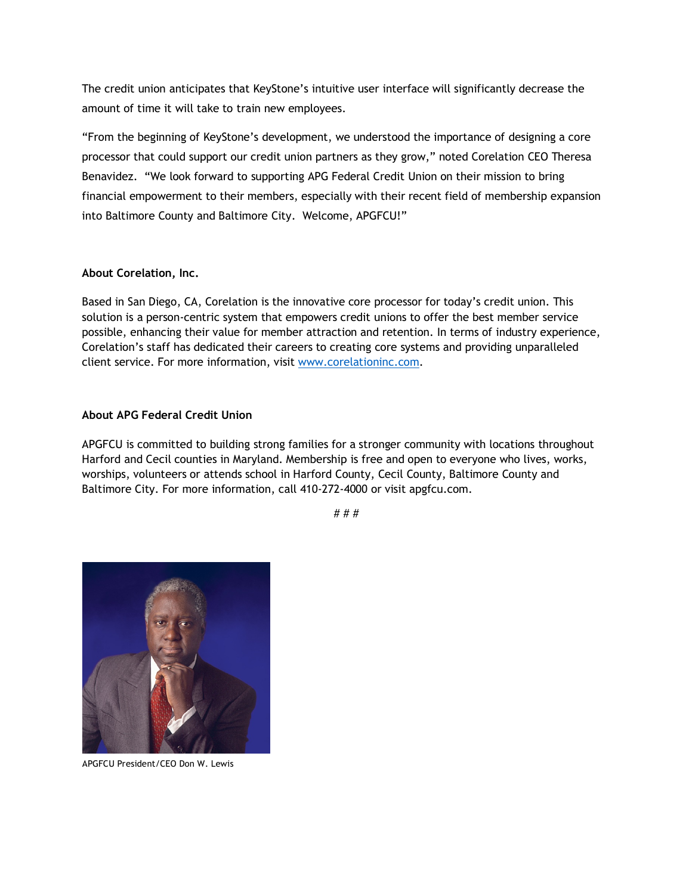The credit union anticipates that KeyStone's intuitive user interface will significantly decrease the amount of time it will take to train new employees.

"From the beginning of KeyStone's development, we understood the importance of designing a core processor that could support our credit union partners as they grow," noted Corelation CEO Theresa Benavidez. "We look forward to supporting APG Federal Credit Union on their mission to bring financial empowerment to their members, especially with their recent field of membership expansion into Baltimore County and Baltimore City. Welcome, APGFCU!"

**About Corelation, Inc.**

Based in San Diego, CA, Corelation is the innovative core processor for today's credit union. This solution is a person-centric system that empowers credit unions to offer the best member service possible, enhancing their value for member attraction and retention. In terms of industry experience, Corelation's staff has dedicated their careers to creating core systems and providing unparalleled client service. For more information, visit [www.corelationinc.com](http://www.corelationinc.com).

**About APG Federal Credit Union**

APGFCU is committed to building strong families for a stronger community with locations throughout Harford and Cecil counties in Maryland. Membership is free and open to everyone who lives, works, worships, volunteers or attends school in Harford County, Cecil County, Baltimore County and Baltimore City. For more information, call 410-272-4000 or visit apgfcu.com.

# # #

APGFCU President/CEO Don W. Lewis